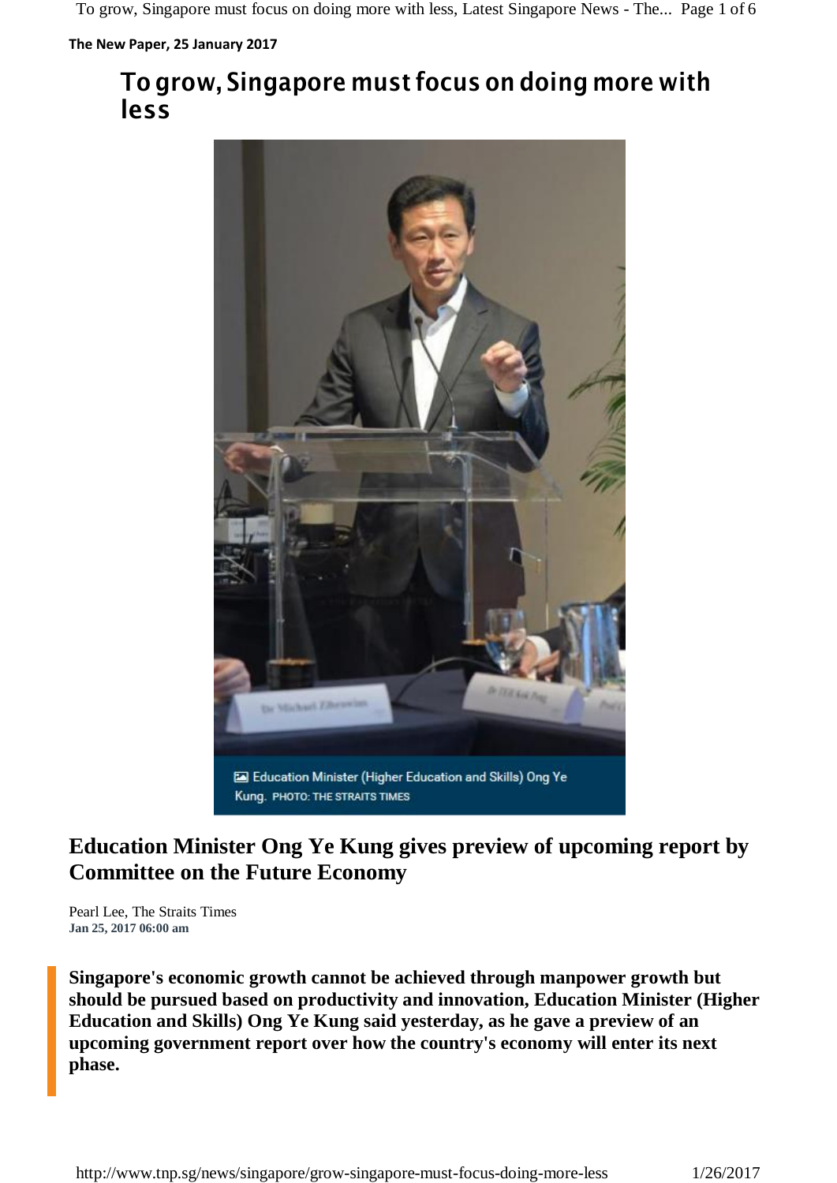**The New Paper, 25 January 2017**

# To grow, Singapore must focus on doing more with less

Education Minister (Higher Education and Skills) Ong Ye Kung. PHOTO: THE STRAITS TIMES

## Education Minister Ong Ye Kung gives preview of upcoming report by Committee on the Future Economy

Pearl Lee, The Straits Times
**Jan 25, 2017 06:00 am**

**Singapore's economic growth cannot be achieved through manpower growth but should be pursued based on productivity and innovation, Education Minister (Higher Education and Skills) Ong Ye Kung said yesterday, as he gave a preview of an upcoming government report over how the country's economy will enter its next phase.**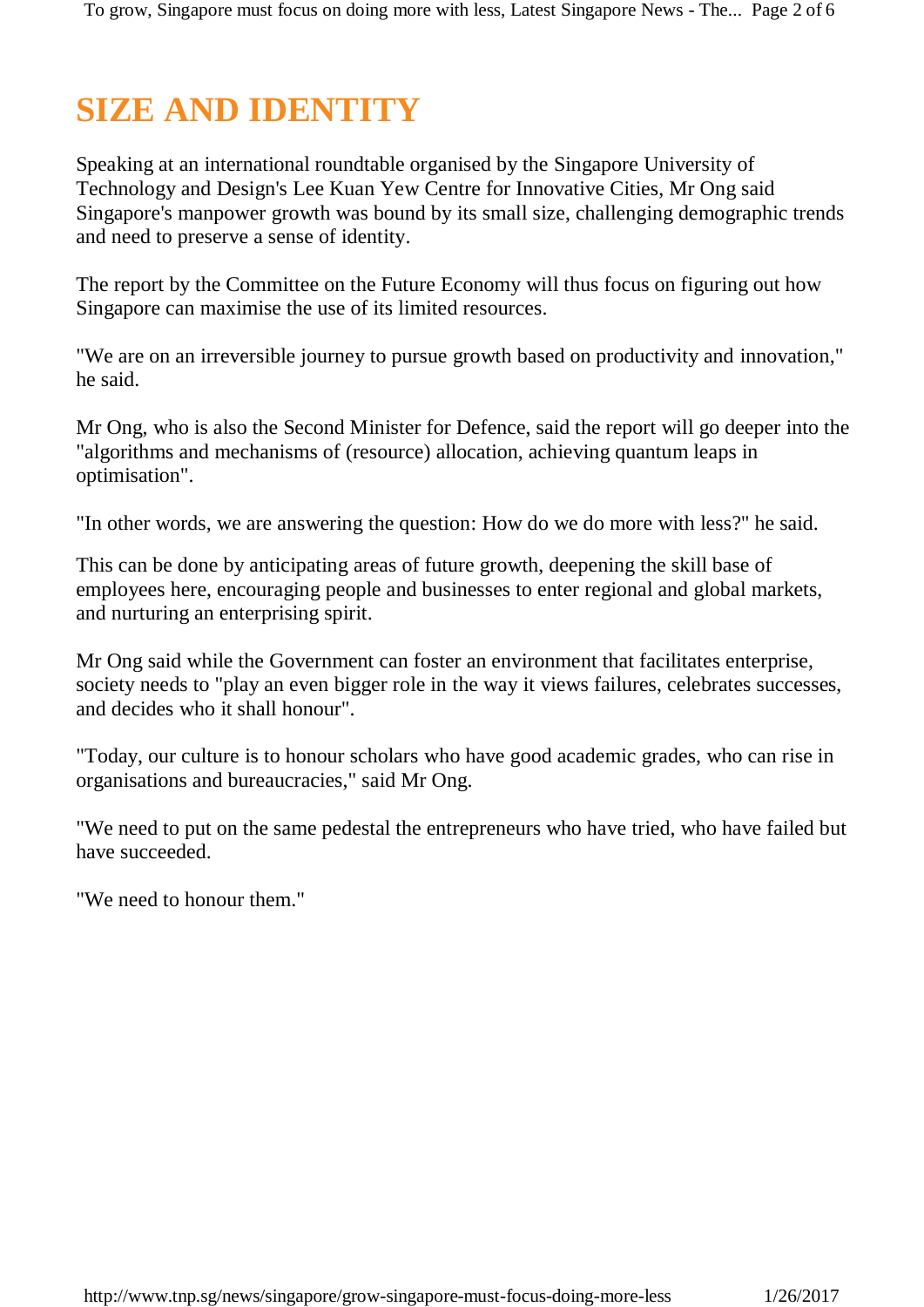## SIZE AND IDENTITY

Speaking at an international roundtable organised by the Singapore University of Technology and Design's Lee Kuan Yew Centre for Innovative Cities, Mr Ong said Singapore's manpower growth was bound by its small size, challenging demographic trends and need to preserve a sense of identity.

The report by the Committee on the Future Economy will thus focus on figuring out how Singapore can maximise the use of its limited resources.

"We are on an irreversible journey to pursue growth based on productivity and innovation," he said.

Mr Ong, who is also the Second Minister for Defence, said the report will go deeper into the "algorithms and mechanisms of (resource) allocation, achieving quantum leaps in optimisation".

"In other words, we are answering the question: How do we do more with less?" he said.

This can be done by anticipating areas of future growth, deepening the skill base of employees here, encouraging people and businesses to enter regional and global markets, and nurturing an enterprising spirit.

Mr Ong said while the Government can foster an environment that facilitates enterprise, society needs to "play an even bigger role in the way it views failures, celebrates successes, and decides who it shall honour".

"Today, our culture is to honour scholars who have good academic grades, who can rise in organisations and bureaucracies," said Mr Ong.

"We need to put on the same pedestal the entrepreneurs who have tried, who have failed but have succeeded.

"We need to honour them."